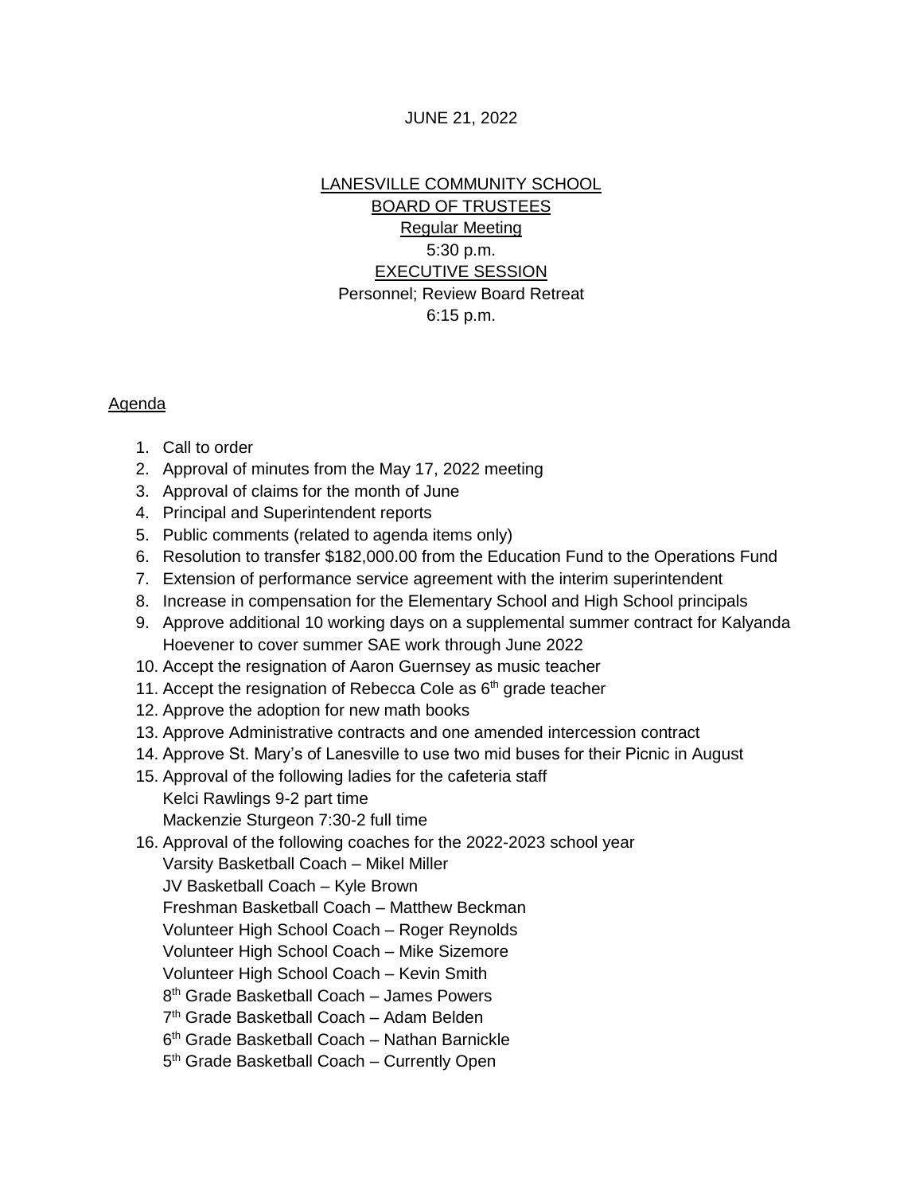JUNE 21, 2022

LANESVILLE COMMUNITY SCHOOL
BOARD OF TRUSTEES
Regular Meeting
5:30 p.m.
EXECUTIVE SESSION
Personnel; Review Board Retreat
6:15 p.m.

Agenda

1. Call to order
2. Approval of minutes from the May 17, 2022 meeting
3. Approval of claims for the month of June
4. Principal and Superintendent reports
5. Public comments (related to agenda items only)
6. Resolution to transfer $182,000.00 from the Education Fund to the Operations Fund
7. Extension of performance service agreement with the interim superintendent
8. Increase in compensation for the Elementary School and High School principals
9. Approve additional 10 working days on a supplemental summer contract for Kalyanda Hoevener to cover summer SAE work through June 2022
10. Accept the resignation of Aaron Guernsey as music teacher
11. Accept the resignation of Rebecca Cole as 6th grade teacher
12. Approve the adoption for new math books
13. Approve Administrative contracts and one amended intercession contract
14. Approve St. Mary's of Lanesville to use two mid buses for their Picnic in August
15. Approval of the following ladies for the cafeteria staff
    Kelci Rawlings 9-2 part time
    Mackenzie Sturgeon 7:30-2 full time
16. Approval of the following coaches for the 2022-2023 school year
    Varsity Basketball Coach – Mikel Miller
    JV Basketball Coach – Kyle Brown
    Freshman Basketball Coach – Matthew Beckman
    Volunteer High School Coach – Roger Reynolds
    Volunteer High School Coach – Mike Sizemore
    Volunteer High School Coach – Kevin Smith
    8th Grade Basketball Coach – James Powers
    7th Grade Basketball Coach – Adam Belden
    6th Grade Basketball Coach – Nathan Barnickle
    5th Grade Basketball Coach – Currently Open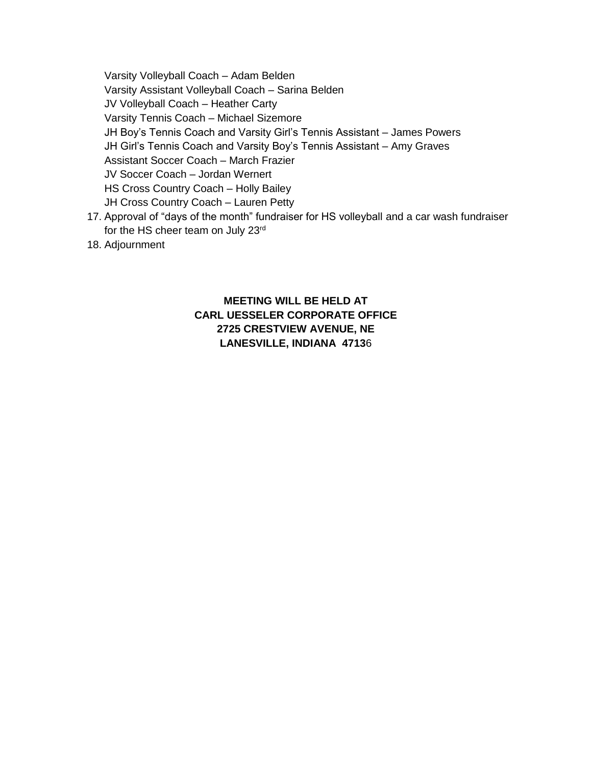Varsity Volleyball Coach – Adam Belden
Varsity Assistant Volleyball Coach – Sarina Belden
JV Volleyball Coach – Heather Carty
Varsity Tennis Coach – Michael Sizemore
JH Boy's Tennis Coach and Varsity Girl's Tennis Assistant – James Powers
JH Girl's Tennis Coach and Varsity Boy's Tennis Assistant – Amy Graves
Assistant Soccer Coach – March Frazier
JV Soccer Coach – Jordan Wernert
HS Cross Country Coach – Holly Bailey
JH Cross Country Coach – Lauren Petty

17. Approval of "days of the month" fundraiser for HS volleyball and a car wash fundraiser for the HS cheer team on July 23rd
18. Adjournment

**MEETING WILL BE HELD AT**
**CARL UESSELER CORPORATE OFFICE**
**2725 CRESTVIEW AVENUE, NE**
**LANESVILLE, INDIANA 4713**6